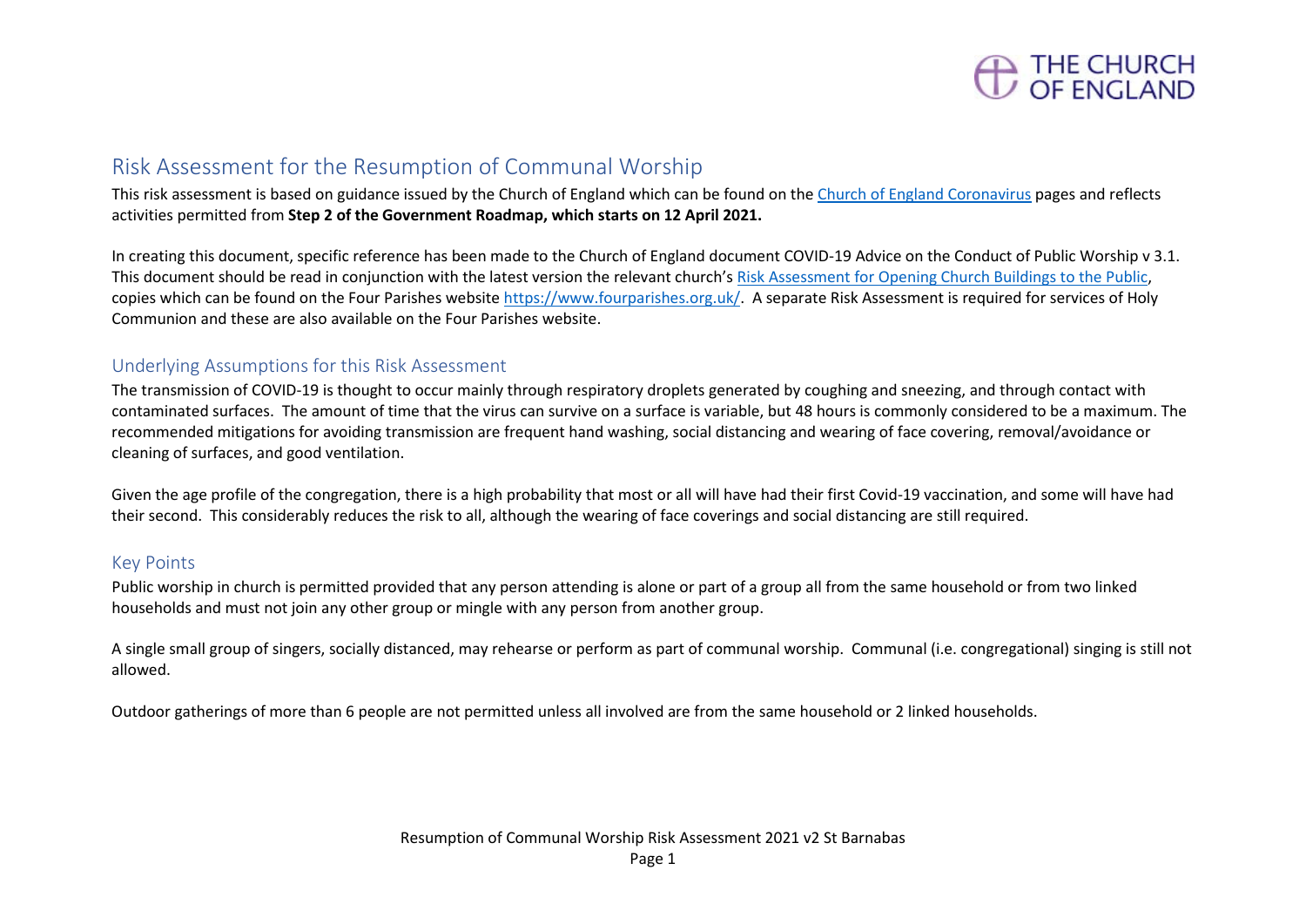# Risk Assessment for the Resumption of Communal Worship

This risk assessment is based on guidance issued by the Church of England which can be found on the [Church of England Coronavirus](#) pages and reflects activities permitted from **Step 2 of the Government Roadmap, which starts on 12 April 2021.**

In creating this document, specific reference has been made to the Church of England document COVID-19 Advice on the Conduct of Public Worship v 3.1. This document should be read in conjunction with the latest version the relevant church's [Risk Assessment for Opening Church Buildings to the Public](#), copies which can be found on the Four Parishes website [https://www.fourparishes.org.uk/](https://www.fourparishes.org.uk/). A separate Risk Assessment is required for services of Holy Communion and these are also available on the Four Parishes website.

## Underlying Assumptions for this Risk Assessment

The transmission of COVID-19 is thought to occur mainly through respiratory droplets generated by coughing and sneezing, and through contact with contaminated surfaces. The amount of time that the virus can survive on a surface is variable, but 48 hours is commonly considered to be a maximum. The recommended mitigations for avoiding transmission are frequent hand washing, social distancing and wearing of face covering, removal/avoidance or cleaning of surfaces, and good ventilation.

Given the age profile of the congregation, there is a high probability that most or all will have had their first Covid-19 vaccination, and some will have had their second. This considerably reduces the risk to all, although the wearing of face coverings and social distancing are still required.

## Key Points

Public worship in church is permitted provided that any person attending is alone or part of a group all from the same household or from two linked households and must not join any other group or mingle with any person from another group.

A single small group of singers, socially distanced, may rehearse or perform as part of communal worship. Communal (i.e. congregational) singing is still not allowed.

Outdoor gatherings of more than 6 people are not permitted unless all involved are from the same household or 2 linked households.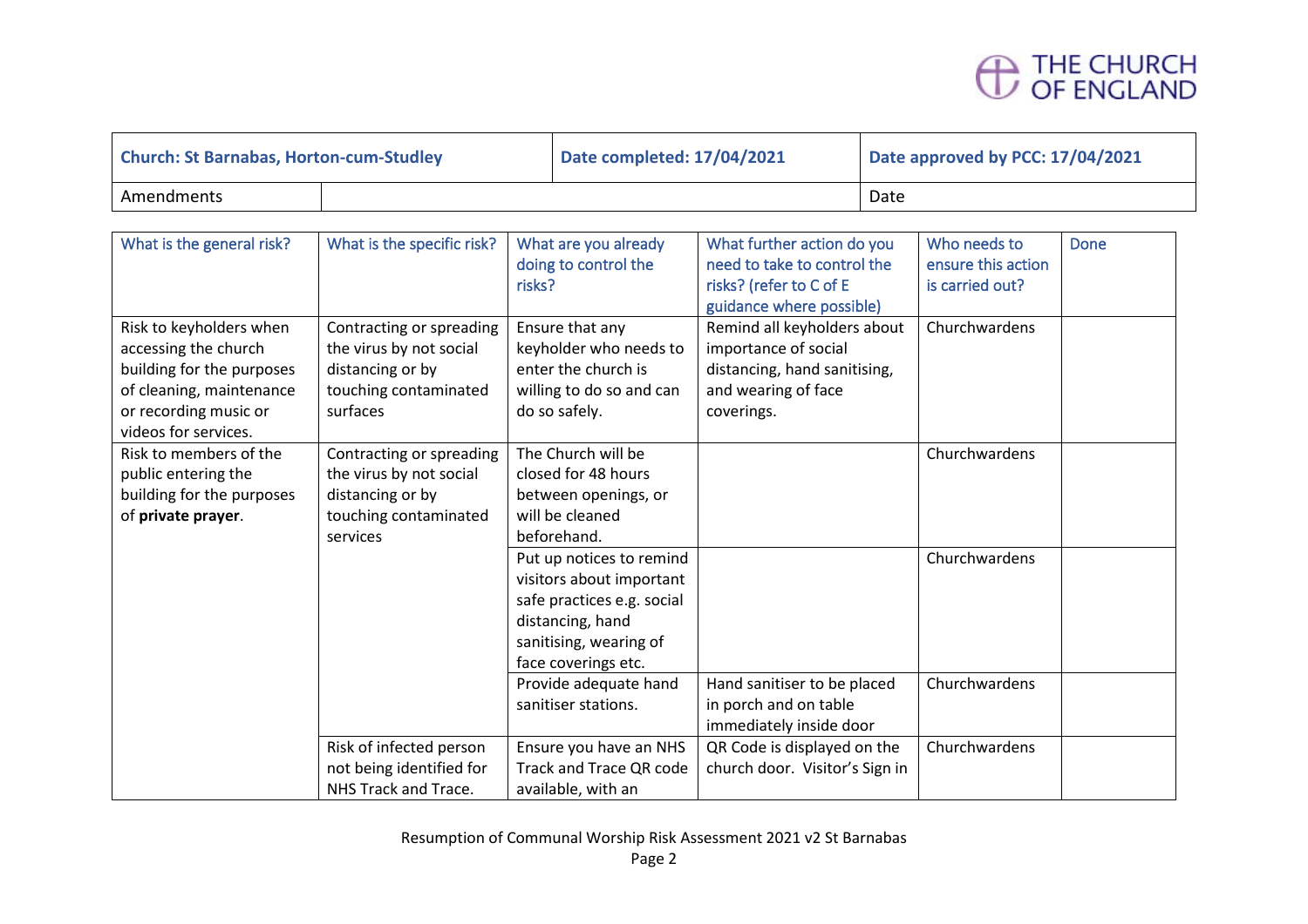| Church: St Barnabas, Horton-cum-Studley | | Date completed: 17/04/2021 | Date approved by PCC: 17/04/2021 |
|---|---|---|---|
| Amendments | | | Date |

| What is the general risk? | What is the specific risk? | What are you already doing to control the risks? | What further action do you need to take to control the risks? (refer to C of E guidance where possible) | Who needs to ensure this action is carried out? | Done |
|---|---|---|---|---|---|
| Risk to keyholders when accessing the church building for the purposes of cleaning, maintenance or recording music or videos for services. | Contracting or spreading the virus by not social distancing or by touching contaminated surfaces | Ensure that any keyholder who needs to enter the church is willing to do so and can do so safely. | Remind all keyholders about importance of social distancing, hand sanitising, and wearing of face coverings. | Churchwardens | |
| Risk to members of the public entering the building for the purposes of **private prayer**. | Contracting or spreading the virus by not social distancing or by touching contaminated services | The Church will be closed for 48 hours between openings, or will be cleaned beforehand. | | Churchwardens | |
| | | Put up notices to remind visitors about important safe practices e.g. social distancing, hand sanitising, wearing of face coverings etc. | | Churchwardens | |
| | | Provide adequate hand sanitiser stations. | Hand sanitiser to be placed in porch and on table immediately inside door | Churchwardens | |
| | Risk of infected person not being identified for NHS Track and Trace. | Ensure you have an NHS Track and Trace QR code available, with an | QR Code is displayed on the church door. Visitor's Sign in | Churchwardens | |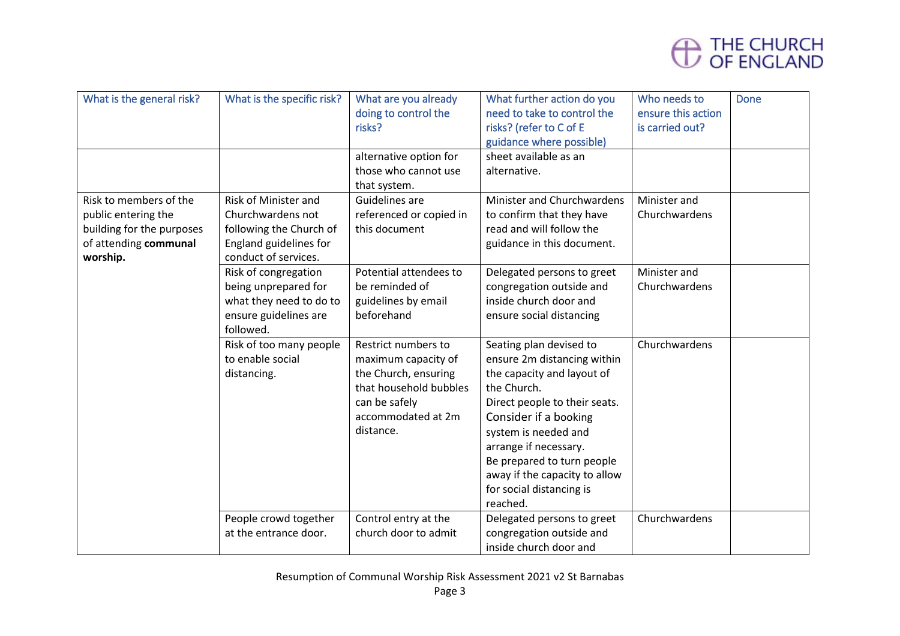| What is the general risk? | What is the specific risk? | What are you already doing to control the risks? | What further action do you need to take to control the risks? (refer to C of E guidance where possible) | Who needs to ensure this action is carried out? | Done |
|---|---|---|---|---|---|
| | | alternative option for those who cannot use that system. | sheet available as an alternative. | | |
| Risk to members of the public entering the building for the purposes of attending **communal worship.** | Risk of Minister and Churchwardens not following the Church of England guidelines for conduct of services. | Guidelines are referenced or copied in this document | Minister and Churchwardens to confirm that they have read and will follow the guidance in this document. | Minister and Churchwardens | |
| | Risk of congregation being unprepared for what they need to do to ensure guidelines are followed. | Potential attendees to be reminded of guidelines by email beforehand | Delegated persons to greet congregation outside and inside church door and ensure social distancing | Minister and Churchwardens | |
| | Risk of too many people to enable social distancing. | Restrict numbers to maximum capacity of the Church, ensuring that household bubbles can be safely accommodated at 2m distance. | Seating plan devised to ensure 2m distancing within the capacity and layout of the Church.<br>Direct people to their seats.<br>Consider if a booking system is needed and arrange if necessary.<br>Be prepared to turn people away if the capacity to allow for social distancing is reached. | Churchwardens | |
| | People crowd together at the entrance door. | Control entry at the church door to admit | Delegated persons to greet congregation outside and inside church door and | Churchwardens | |

Resumption of Communal Worship Risk Assessment 2021 v2 St Barnabas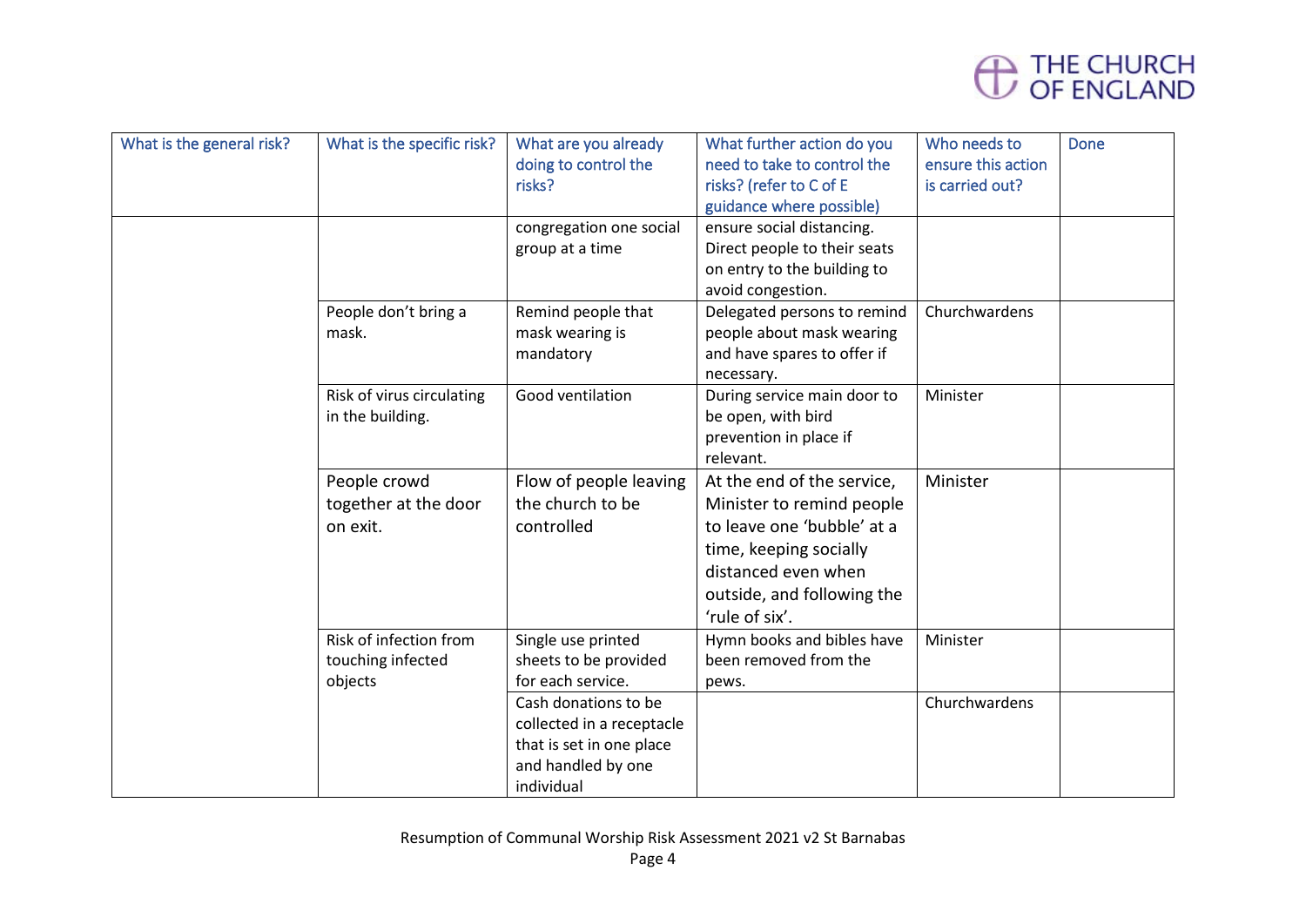| What is the general risk? | What is the specific risk? | What are you already doing to control the risks? | What further action do you need to take to control the risks? (refer to C of E guidance where possible) | Who needs to ensure this action is carried out? | Done |
|---|---|---|---|---|---|
| | | congregation one social group at a time | ensure social distancing. Direct people to their seats on entry to the building to avoid congestion. | | |
| | People don't bring a mask. | Remind people that mask wearing is mandatory | Delegated persons to remind people about mask wearing and have spares to offer if necessary. | Churchwardens | |
| | Risk of virus circulating in the building. | Good ventilation | During service main door to be open, with bird prevention in place if relevant. | Minister | |
| | People crowd together at the door on exit. | Flow of people leaving the church to be controlled | At the end of the service, Minister to remind people to leave one 'bubble' at a time, keeping socially distanced even when outside, and following the 'rule of six'. | Minister | |
| | Risk of infection from touching infected objects | Single use printed sheets to be provided for each service. | Hymn books and bibles have been removed from the pews. | Minister | |
| | | Cash donations to be collected in a receptacle that is set in one place and handled by one individual | | Churchwardens | |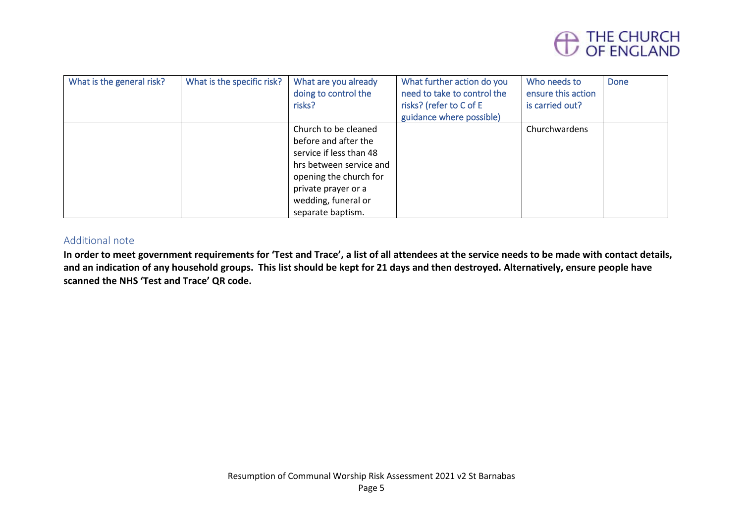| What is the general risk? | What is the specific risk? | What are you already doing to control the risks? | What further action do you need to take to control the risks? (refer to C of E guidance where possible) | Who needs to ensure this action is carried out? | Done |
|---|---|---|---|---|---|
| | | Church to be cleaned before and after the service if less than 48 hrs between service and opening the church for private prayer or a wedding, funeral or separate baptism. | | Churchwardens | |

## Additional note

**In order to meet government requirements for 'Test and Trace', a list of all attendees at the service needs to be made with contact details, and an indication of any household groups. This list should be kept for 21 days and then destroyed. Alternatively, ensure people have scanned the NHS 'Test and Trace' QR code.**